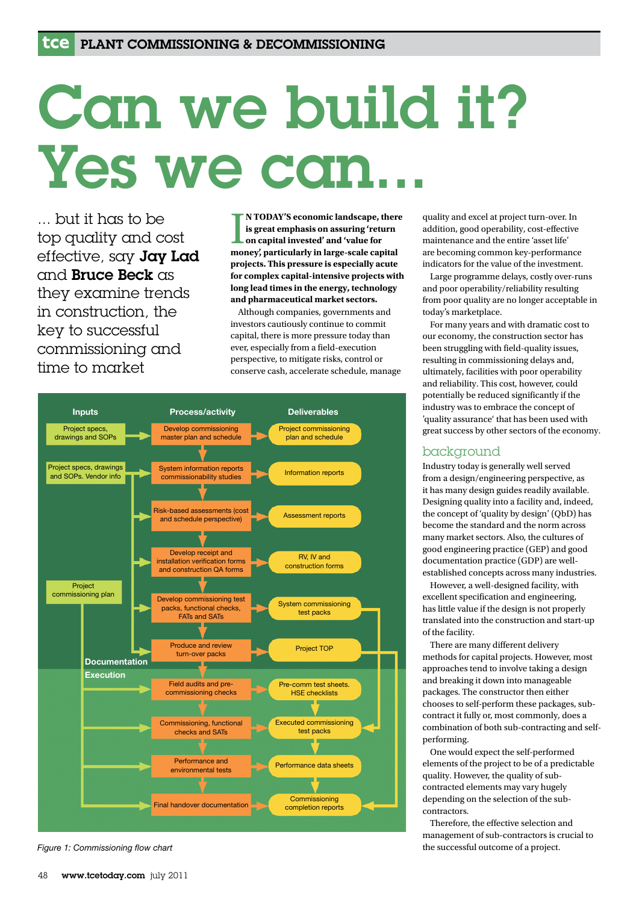# Can we build it? Yes we can...

... but it has to be top quality and cost effective, say **Jay Lad** and **Bruce Beck** as they examine trends in construction, the key to successful commissioning and time to market

**IN TODAY'S economic landscape, there is great emphasis on assuring 'return on capital invested' and 'value for money', particularly in large-scale capital projects. This pressure is especially acute for complex capital-intensive projects with long lead times in the energy, technology and pharmaceutical market sectors.**

Although companies, governments and investors cautiously continue to commit capital, there is more pressure today than ever, especially from a field-execution perspective, to mitigate risks, control or conserve cash, accelerate schedule, manage quality and excel at project turn-over. In addition, good operability, cost-effective maintenance and the entire 'asset life' are becoming common key-performance indicators for the value of the investment.

Large programme delays, costly over-runs and poor operability/reliability resulting from poor quality are no longer acceptable in today's marketplace.

For many years and with dramatic cost to our economy, the construction sector has been struggling with field-quality issues, resulting in commissioning delays and, ultimately, facilities with poor operability and reliability. This cost, however, could potentially be reduced significantly if the industry was to embrace the concept of 'quality assurance' that has been used with great success by other sectors of the economy.

| Inputs | Process/activity | Deliverables |
|---|---|---|
| Project specs, drawings and SOPs | Develop commissioning master plan and schedule | Project commissioning plan and schedule |
| Project specs, drawings and SOPs. Vendor info | System information reports commissionability studies | Information reports |
| | Risk-based assessments (cost and schedule perspective) | Assessment reports |
| | Develop receipt and installation verification forms and construction QA forms | RV, IV and construction forms |
| Project commissioning plan | Develop commissioning test packs, functional checks, FATs and SATs | System commissioning test packs |
| | Produce and review turn-over packs | Project TOP |
| **Documentation** / **Execution** | | |
| | Field audits and pre-commissioning checks | Pre-comm test sheets. HSE checklists |
| | Commissioning, functional checks and SATs | Executed commissioning test packs |
| | Performance and environmental tests | Performance data sheets |
| | Final handover documentation | Commissioning completion reports |

*Figure 1: Commissioning flow chart*

## background

Industry today is generally well served from a design/engineering perspective, as it has many design guides readily available. Designing quality into a facility and, indeed, the concept of 'quality by design' (QbD) has become the standard and the norm across many market sectors. Also, the cultures of good engineering practice (GEP) and good documentation practice (GDP) are well-established concepts across many industries.

However, a well-designed facility, with excellent specification and engineering, has little value if the design is not properly translated into the construction and start-up of the facility.

There are many different delivery methods for capital projects. However, most approaches tend to involve taking a design and breaking it down into manageable packages. The constructor then either chooses to self-perform these packages, sub-contract it fully or, most commonly, does a combination of both sub-contracting and self-performing.

One would expect the self-performed elements of the project to be of a predictable quality. However, the quality of sub-contracted elements may vary hugely depending on the selection of the sub-contractors.

Therefore, the effective selection and management of sub-contractors is crucial to the successful outcome of a project.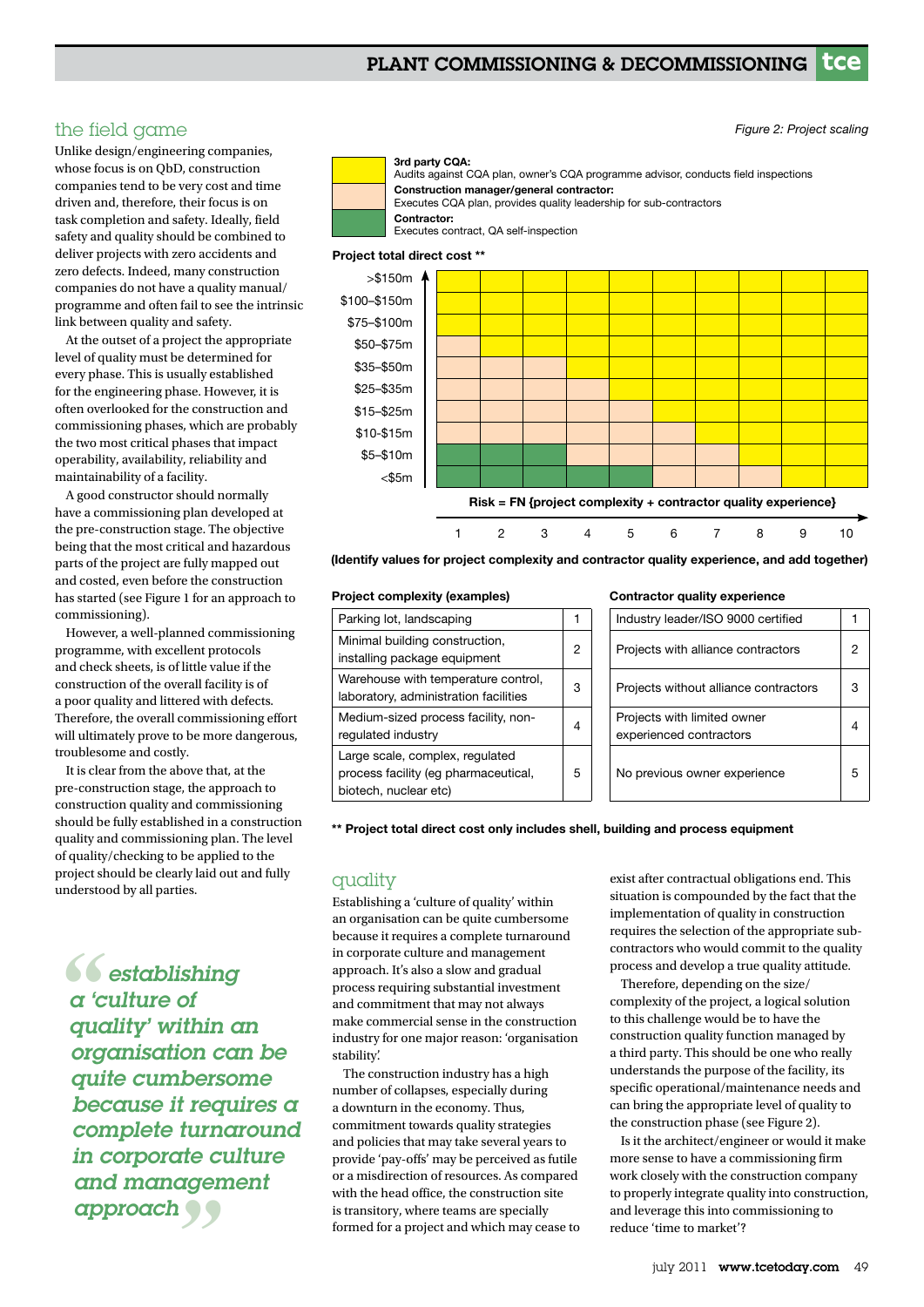## the field game

Unlike design/engineering companies, whose focus is on QbD, construction companies tend to be very cost and time driven and, therefore, their focus is on task completion and safety. Ideally, field safety and quality should be combined to deliver projects with zero accidents and zero defects. Indeed, many construction companies do not have a quality manual/programme and often fail to see the intrinsic link between quality and safety.

At the outset of a project the appropriate level of quality must be determined for every phase. This is usually established for the engineering phase. However, it is often overlooked for the construction and commissioning phases, which are probably the two most critical phases that impact operability, availability, reliability and maintainability of a facility.

A good constructor should normally have a commissioning plan developed at the pre-construction stage. The objective being that the most critical and hazardous parts of the project are fully mapped out and costed, even before the construction has started (see Figure 1 for an approach to commissioning).

However, a well-planned commissioning programme, with excellent protocols and check sheets, is of little value if the construction of the overall facility is of a poor quality and littered with defects. Therefore, the overall commissioning effort will ultimately prove to be more dangerous, troublesome and costly.

It is clear from the above that, at the pre-construction stage, the approach to construction quality and commissioning should be fully established in a construction quality and commissioning plan. The level of quality/checking to be applied to the project should be clearly laid out and fully understood by all parties.

> *"establishing a 'culture of quality' within an organisation can be quite cumbersome because it requires a complete turnaround in corporate culture and management approach"*

*Figure 2: Project scaling*

- **3rd party CQA:** Audits against CQA plan, owner's CQA programme advisor, conducts field inspections
- **Construction manager/general contractor:** Executes CQA plan, provides quality leadership for sub-contractors
- **Contractor:** Executes contract, QA self-inspection

**Project total direct cost \*\***

| Project total direct cost | 1 | 2 | 3 | 4 | 5 | 6 | 7 | 8 | 9 | 10 |
|---|---|---|---|---|---|---|---|---|---|---|
| >$150m | 3rd party CQA | 3rd party CQA | 3rd party CQA | 3rd party CQA | 3rd party CQA | 3rd party CQA | 3rd party CQA | 3rd party CQA | 3rd party CQA | 3rd party CQA |
| $100–$150m | 3rd party CQA | 3rd party CQA | 3rd party CQA | 3rd party CQA | 3rd party CQA | 3rd party CQA | 3rd party CQA | 3rd party CQA | 3rd party CQA | 3rd party CQA |
| $75–$100m | 3rd party CQA | 3rd party CQA | 3rd party CQA | 3rd party CQA | 3rd party CQA | 3rd party CQA | 3rd party CQA | 3rd party CQA | 3rd party CQA | 3rd party CQA |
| $50–$75m | CM/GC | 3rd party CQA | 3rd party CQA | 3rd party CQA | 3rd party CQA | 3rd party CQA | 3rd party CQA | 3rd party CQA | 3rd party CQA | 3rd party CQA |
| $35–$50m | CM/GC | CM/GC | CM/GC | 3rd party CQA | 3rd party CQA | 3rd party CQA | 3rd party CQA | 3rd party CQA | 3rd party CQA | 3rd party CQA |
| $25–$35m | CM/GC | CM/GC | CM/GC | CM/GC | 3rd party CQA | 3rd party CQA | 3rd party CQA | 3rd party CQA | 3rd party CQA | 3rd party CQA |
| $15–$25m | CM/GC | CM/GC | CM/GC | CM/GC | CM/GC | 3rd party CQA | 3rd party CQA | 3rd party CQA | 3rd party CQA | 3rd party CQA |
| $10-$15m | CM/GC | CM/GC | CM/GC | CM/GC | CM/GC | CM/GC | 3rd party CQA | 3rd party CQA | 3rd party CQA | 3rd party CQA |
| $5–$10m | Contractor | Contractor | Contractor | CM/GC | CM/GC | CM/GC | CM/GC | 3rd party CQA | 3rd party CQA | 3rd party CQA |
| <$5m | Contractor | Contractor | Contractor | Contractor | Contractor | CM/GC | CM/GC | CM/GC | 3rd party CQA | 3rd party CQA |

**Risk = FN {project complexity + contractor quality experience}**

**(Identify values for project complexity and contractor quality experience, and add together)**

**Project complexity (examples)**

| Project complexity (examples) | |
|---|---|
| Parking lot, landscaping | 1 |
| Minimal building construction, installing package equipment | 2 |
| Warehouse with temperature control, laboratory, administration facilities | 3 |
| Medium-sized process facility, non-regulated industry | 4 |
| Large scale, complex, regulated process facility (eg pharmaceutical, biotech, nuclear etc) | 5 |

**Contractor quality experience**

| Contractor quality experience | |
|---|---|
| Industry leader/ISO 9000 certified | 1 |
| Projects with alliance contractors | 2 |
| Projects without alliance contractors | 3 |
| Projects with limited owner experienced contractors | 4 |
| No previous owner experience | 5 |

**\*\* Project total direct cost only includes shell, building and process equipment**

## quality

Establishing a 'culture of quality' within an organisation can be quite cumbersome because it requires a complete turnaround in corporate culture and management approach. It's also a slow and gradual process requiring substantial investment and commitment that may not always make commercial sense in the construction industry for one major reason: 'organisation stability'.

The construction industry has a high number of collapses, especially during a downturn in the economy. Thus, commitment towards quality strategies and policies that may take several years to provide 'pay-offs' may be perceived as futile or a misdirection of resources. As compared with the head office, the construction site is transitory, where teams are specially formed for a project and which may cease to exist after contractual obligations end. This situation is compounded by the fact that the implementation of quality in construction requires the selection of the appropriate sub-contractors who would commit to the quality process and develop a true quality attitude.

Therefore, depending on the size/complexity of the project, a logical solution to this challenge would be to have the construction quality function managed by a third party. This should be one who really understands the purpose of the facility, its specific operational/maintenance needs and can bring the appropriate level of quality to the construction phase (see Figure 2).

Is it the architect/engineer or would it make more sense to have a commissioning firm work closely with the construction company to properly integrate quality into construction, and leverage this into commissioning to reduce 'time to market'?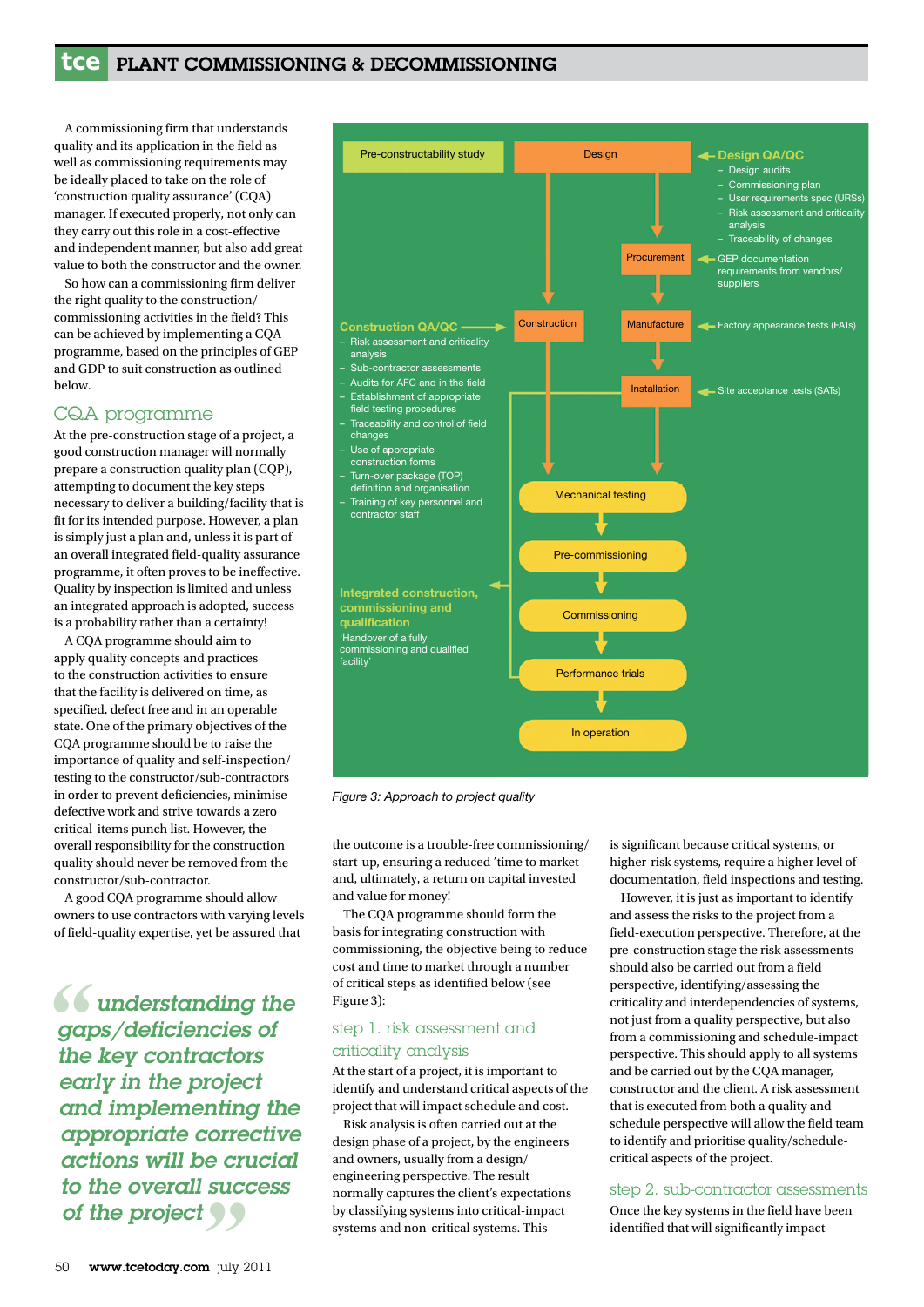A commissioning firm that understands quality and its application in the field as well as commissioning requirements may be ideally placed to take on the role of 'construction quality assurance' (CQA) manager. If executed properly, not only can they carry out this role in a cost-effective and independent manner, but also add great value to both the constructor and the owner.

So how can a commissioning firm deliver the right quality to the construction/commissioning activities in the field? This can be achieved by implementing a CQA programme, based on the principles of GEP and GDP to suit construction as outlined below.

## CQA programme

At the pre-construction stage of a project, a good construction manager will normally prepare a construction quality plan (CQP), attempting to document the key steps necessary to deliver a building/facility that is fit for its intended purpose. However, a plan is simply just a plan and, unless it is part of an overall integrated field-quality assurance programme, it often proves to be ineffective. Quality by inspection is limited and unless an integrated approach is adopted, success is a probability rather than a certainty!

A CQA programme should aim to apply quality concepts and practices to the construction activities to ensure that the facility is delivered on time, as specified, defect free and in an operable state. One of the primary objectives of the CQA programme should be to raise the importance of quality and self-inspection/testing to the constructor/sub-contractors in order to prevent deficiencies, minimise defective work and strive towards a zero critical-items punch list. However, the overall responsibility for the construction quality should never be removed from the constructor/sub-contractor.

A good CQA programme should allow owners to use contractors with varying levels of field-quality expertise, yet be assured that the outcome is a trouble-free commissioning/start-up, ensuring a reduced 'time to market and, ultimately, a return on capital invested and value for money!

The CQA programme should form the basis for integrating construction with commissioning, the objective being to reduce cost and time to market through a number of critical steps as identified below (see Figure 3):

Pre-constructability study → Design → Procurement / Construction → Manufacture → Installation → Mechanical testing → Pre-commissioning → Commissioning → Performance trials → In operation

**Design QA/QC**
- Design audits
- Commissioning plan
- User requirements spec (URSs)
- Risk assessment and criticality analysis
- Traceability of changes

Procurement: GEP documentation requirements from vendors/suppliers

Manufacture: Factory appearance tests (FATs)

Installation: Site acceptance tests (SATs)

**Construction QA/QC**
- Risk assessment and criticality analysis
- Sub-contractor assessments
- Audits for AFC and in the field
- Establishment of appropriate field testing procedures
- Traceability and control of field changes
- Use of appropriate construction forms
- Turn-over package (TOP) definition and organisation
- Training of key personnel and contractor staff

**Integrated construction, commissioning and qualification**
'Handover of a fully commissioning and qualified facility'

*Figure 3: Approach to project quality*

## step 1. risk assessment and criticality analysis

At the start of a project, it is important to identify and understand critical aspects of the project that will impact project schedule and cost.

Risk analysis is often carried out at the design phase of a project, by the engineers and owners, usually from a design/engineering perspective. The result normally captures the client's expectations by classifying systems into critical-impact systems and non-critical systems. This is significant because critical systems, or higher-risk systems, require a higher level of documentation, field inspections and testing.

However, it is just as important to identify and assess the risks to the project from a field-execution perspective. Therefore, at the pre-construction stage the risk assessments should also be carried out from a field perspective, identifying/assessing the criticality and interdependencies of systems, not just from a quality perspective, but also from a commissioning and schedule-impact perspective. This should apply to all systems and be carried out by the CQA manager, constructor and the client. A risk assessment that is executed from both a quality and schedule perspective will allow the field team to identify and prioritise quality/schedule-critical aspects of the project.

## step 2. sub-contractor assessments

Once the key systems in the field have been identified that will significantly impact

> *"understanding the gaps/deficiencies of the key contractors early in the project and implementing the appropriate corrective actions will be crucial to the overall success of the project"*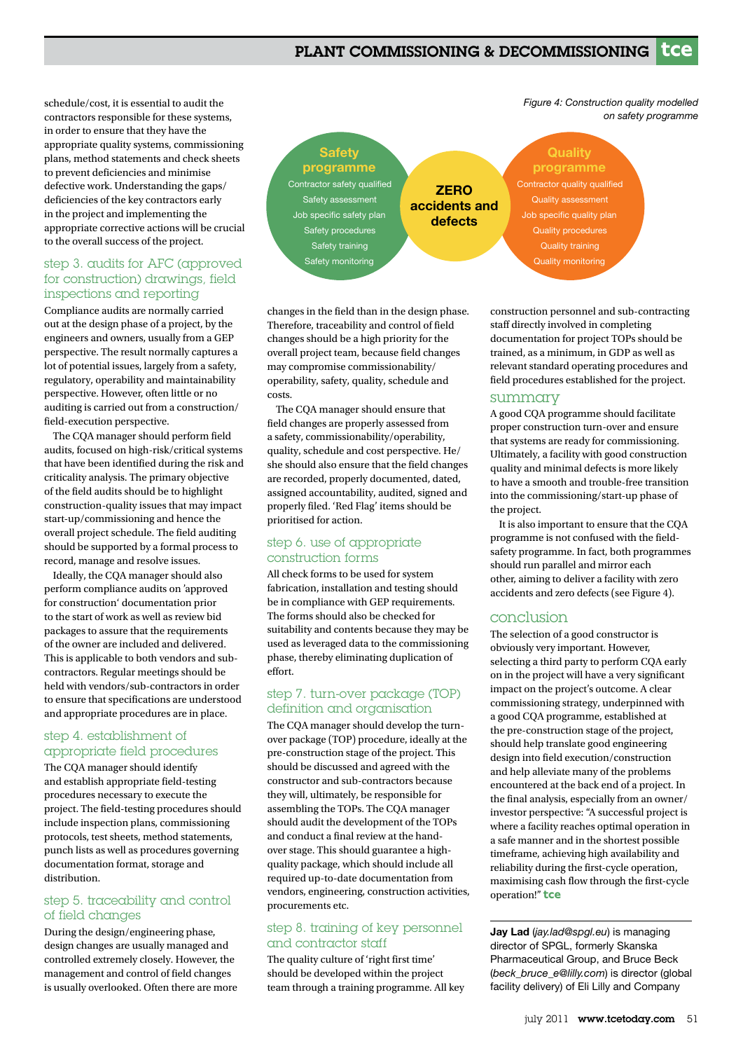schedule/cost, it is essential to audit the contractors responsible for these systems, in order to ensure that they have the appropriate quality systems, commissioning plans, method statements and check sheets to prevent deficiencies and minimise defective work. Understanding the gaps/deficiencies of the key contractors early in the project and implementing the appropriate corrective actions will be crucial to the overall success of the project.

## step 3. audits for AFC (approved for construction) drawings, field inspections and reporting

Compliance audits are normally carried out at the design phase of a project, by the engineers and owners, usually from a GEP perspective. The result normally captures a lot of potential issues, largely from a safety, regulatory, operability and maintainability perspective. However, often little or no auditing is carried out from a construction/field-execution perspective.

The CQA manager should perform field audits, focused on high-risk/critical systems that have been identified during the risk and criticality analysis. The primary objective of the field audits should be to highlight construction-quality issues that may impact start-up/commissioning and hence the overall project schedule. The field auditing should be supported by a formal process to record, manage and resolve issues.

Ideally, the CQA manager should also perform compliance audits on 'approved for construction' documentation prior to the start of work as well as review bid packages to assure that the requirements of the owner are included and delivered. This is applicable to both vendors and sub-contractors. Regular meetings should be held with vendors/sub-contractors in order to ensure that specifications are understood and appropriate procedures are in place.

## step 4. establishment of appropriate field procedures

The CQA manager should identify and establish appropriate field-testing procedures necessary to execute the project. The field-testing procedures should include inspection plans, commissioning protocols, test sheets, method statements, punch lists as well as procedures governing documentation format, storage and distribution.

## step 5. traceability and control of field changes

During the design/engineering phase, design changes are usually managed and controlled extremely closely. However, the management and control of field changes is usually overlooked. Often there are more changes in the field than in the design phase. Therefore, traceability and control of field changes should be a high priority for the overall project team, because field changes may compromise commissionability/operability, safety, quality, schedule and costs.

The CQA manager should ensure that field changes are properly assessed from a safety, commissionability/operability, quality, schedule and cost perspective. He/she should also ensure that the field changes are recorded, properly documented, dated, assigned accountability, audited, signed and properly filed. 'Red Flag' items should be prioritised for action.

## step 6. use of appropriate construction forms

All check forms to be used for system fabrication, installation and testing should be in compliance with GEP requirements. The forms should also be checked for suitability and contents because they may be used as leveraged data to the commissioning phase, thereby eliminating duplication of effort.

## step 7. turn-over package (TOP) definition and organisation

The CQA manager should develop the turn-over package (TOP) procedure, ideally at the pre-construction stage of the project. This should be discussed and agreed with the constructor and sub-contractors because they will, ultimately, be responsible for assembling the TOPs. The CQA manager should audit the development of the TOPs and conduct a final review at the hand-over stage. This should guarantee a high-quality package, which should include all required up-to-date documentation from vendors, engineering, construction activities, procurements etc.

## step 8. training of key personnel and contractor staff

The quality culture of 'right first time' should be developed within the project team through a training programme. All key construction personnel and sub-contracting staff directly involved in completing documentation for project TOPs should be trained, as a minimum, in GDP as well as relevant standard operating procedures and field procedures established for the project.

*Figure 4: Construction quality modelled on safety programme*

Safety programme
Contractor safety qualified
Safety assessment
Job specific safety plan
Safety procedures
Safety training
Safety monitoring

ZERO accidents and defects

Quality programme
Contractor quality qualified
Quality assessment
Job specific quality plan
Quality procedures
Quality training
Quality monitoring

## summary

A good CQA programme should facilitate proper construction turn-over and ensure that systems are ready for commissioning. Ultimately, a facility with good construction quality and minimal defects is more likely to have a smooth and trouble-free transition into the commissioning/start-up phase of the project.

It is also important to ensure that the CQA programme is not confused with the field-safety programme. In fact, both programmes should run parallel and mirror each other, aiming to deliver a facility with zero accidents and zero defects (see Figure 4).

## conclusion

The selection of a good constructor is obviously very important. However, selecting a third party to perform CQA early on in the project will have a very significant impact on the project's outcome. A clear commissioning strategy, underpinned with a good CQA programme, established at the pre-construction stage of the project, should help translate good engineering design into field execution/construction and help alleviate many of the problems encountered at the back end of a project. In the final analysis, especially from an owner/investor perspective: "A successful project is where a facility reaches optimal operation in a safe manner and in the shortest possible timeframe, achieving high availability and reliability during the first-cycle operation, maximising cash flow through the first-cycle operation!" **tce**

---

**Jay Lad** (*jay.lad@spgl.eu*) is managing director of SPGL, formerly Skanska Pharmaceutical Group, and Bruce Beck (*beck_bruce_e@lilly.com*) is director (global facility delivery) of Eli Lilly and Company